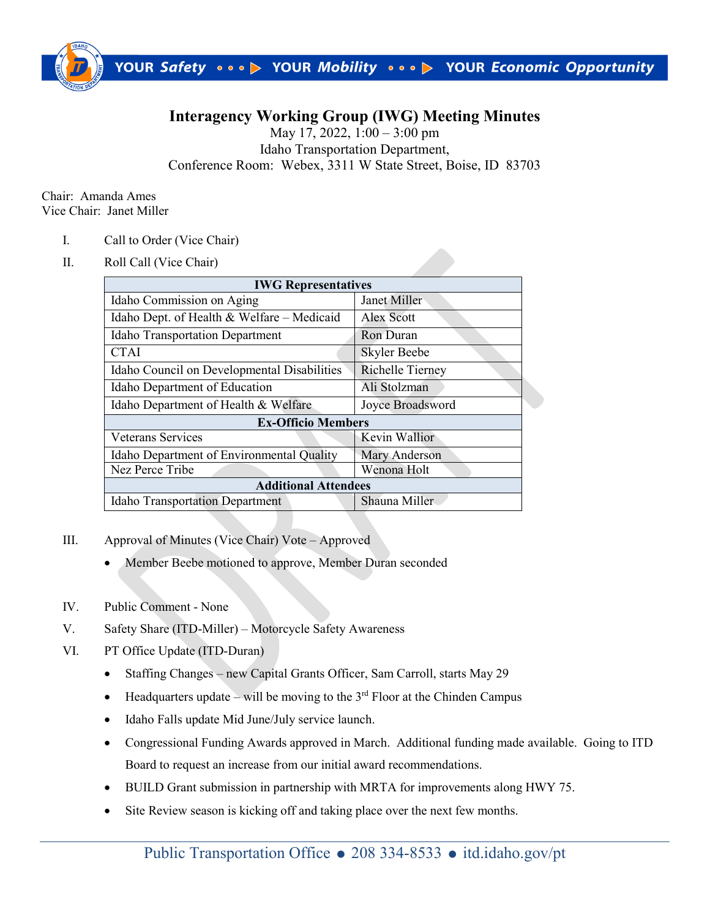# Interagency Working Group (IWG) Meeting Minutes

May 17, 2022, 1:00 – 3:00 pm
Idaho Transportation Department,
Conference Room: Webex, 3311 W State Street, Boise, ID 83703

Chair: Amanda Ames
Vice Chair: Janet Miller

I. Call to Order (Vice Chair)

II. Roll Call (Vice Chair)

| IWG Representatives | |
|---|---|
| Idaho Commission on Aging | Janet Miller |
| Idaho Dept. of Health & Welfare – Medicaid | Alex Scott |
| Idaho Transportation Department | Ron Duran |
| CTAI | Skyler Beebe |
| Idaho Council on Developmental Disabilities | Richelle Tierney |
| Idaho Department of Education | Ali Stolzman |
| Idaho Department of Health & Welfare | Joyce Broadsword |
| **Ex-Officio Members** | |
| Veterans Services | Kevin Wallior |
| Idaho Department of Environmental Quality | Mary Anderson |
| Nez Perce Tribe | Wenona Holt |
| **Additional Attendees** | |
| Idaho Transportation Department | Shauna Miller |

III. Approval of Minutes (Vice Chair) Vote – Approved

- Member Beebe motioned to approve, Member Duran seconded

IV. Public Comment - None

V. Safety Share (ITD-Miller) – Motorcycle Safety Awareness

VI. PT Office Update (ITD-Duran)

- Staffing Changes – new Capital Grants Officer, Sam Carroll, starts May 29
- Headquarters update – will be moving to the 3rd Floor at the Chinden Campus
- Idaho Falls update Mid June/July service launch.
- Congressional Funding Awards approved in March. Additional funding made available. Going to ITD Board to request an increase from our initial award recommendations.
- BUILD Grant submission in partnership with MRTA for improvements along HWY 75.
- Site Review season is kicking off and taking place over the next few months.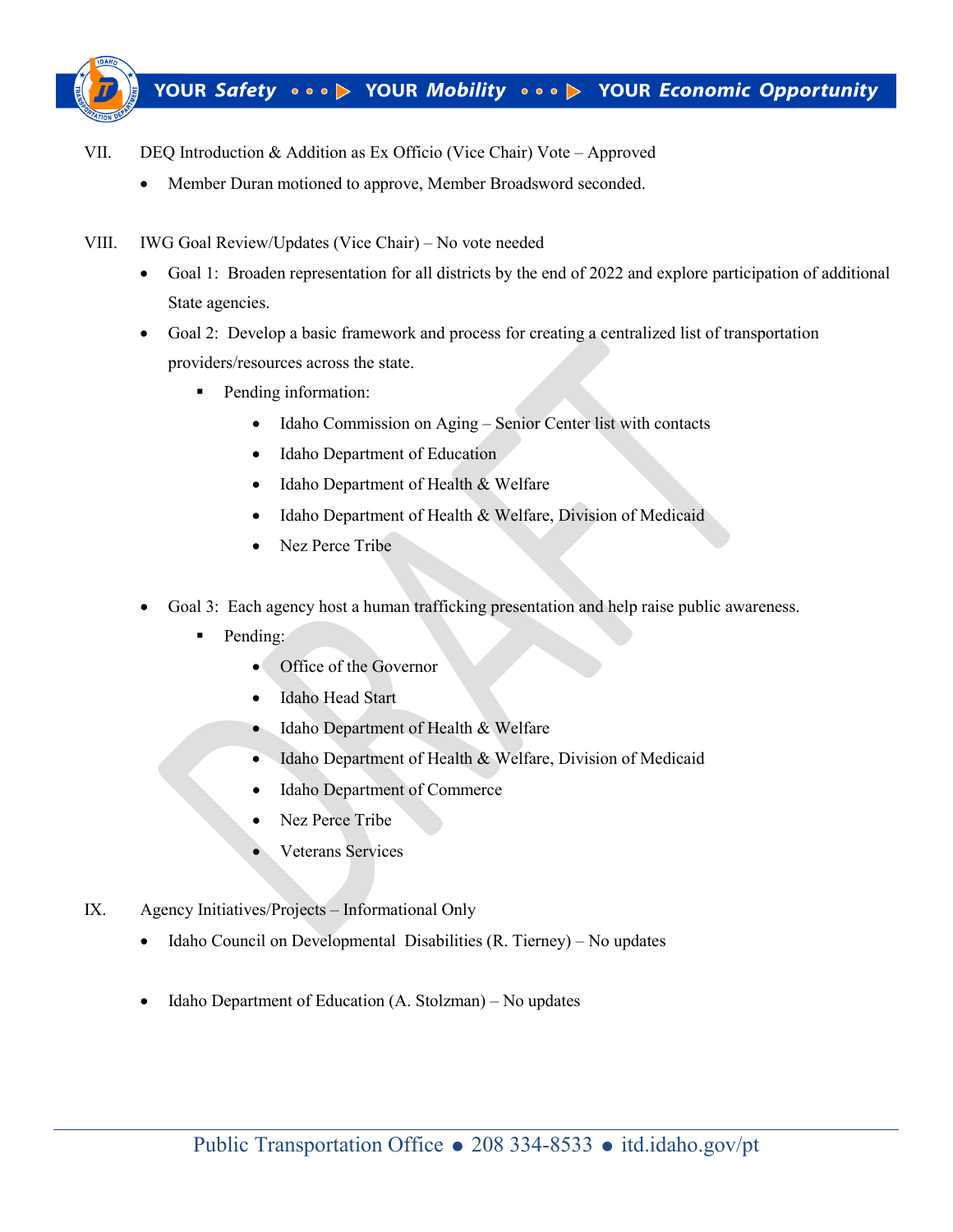VII. DEQ Introduction & Addition as Ex Officio (Vice Chair) Vote – Approved

- Member Duran motioned to approve, Member Broadsword seconded.

VIII. IWG Goal Review/Updates (Vice Chair) – No vote needed

- Goal 1: Broaden representation for all districts by the end of 2022 and explore participation of additional State agencies.
- Goal 2: Develop a basic framework and process for creating a centralized list of transportation providers/resources across the state.
  - Pending information:
    - Idaho Commission on Aging – Senior Center list with contacts
    - Idaho Department of Education
    - Idaho Department of Health & Welfare
    - Idaho Department of Health & Welfare, Division of Medicaid
    - Nez Perce Tribe

- Goal 3: Each agency host a human trafficking presentation and help raise public awareness.
  - Pending:
    - Office of the Governor
    - Idaho Head Start
    - Idaho Department of Health & Welfare
    - Idaho Department of Health & Welfare, Division of Medicaid
    - Idaho Department of Commerce
    - Nez Perce Tribe
    - Veterans Services

IX. Agency Initiatives/Projects – Informational Only

- Idaho Council on Developmental Disabilities (R. Tierney) – No updates

- Idaho Department of Education (A. Stolzman) – No updates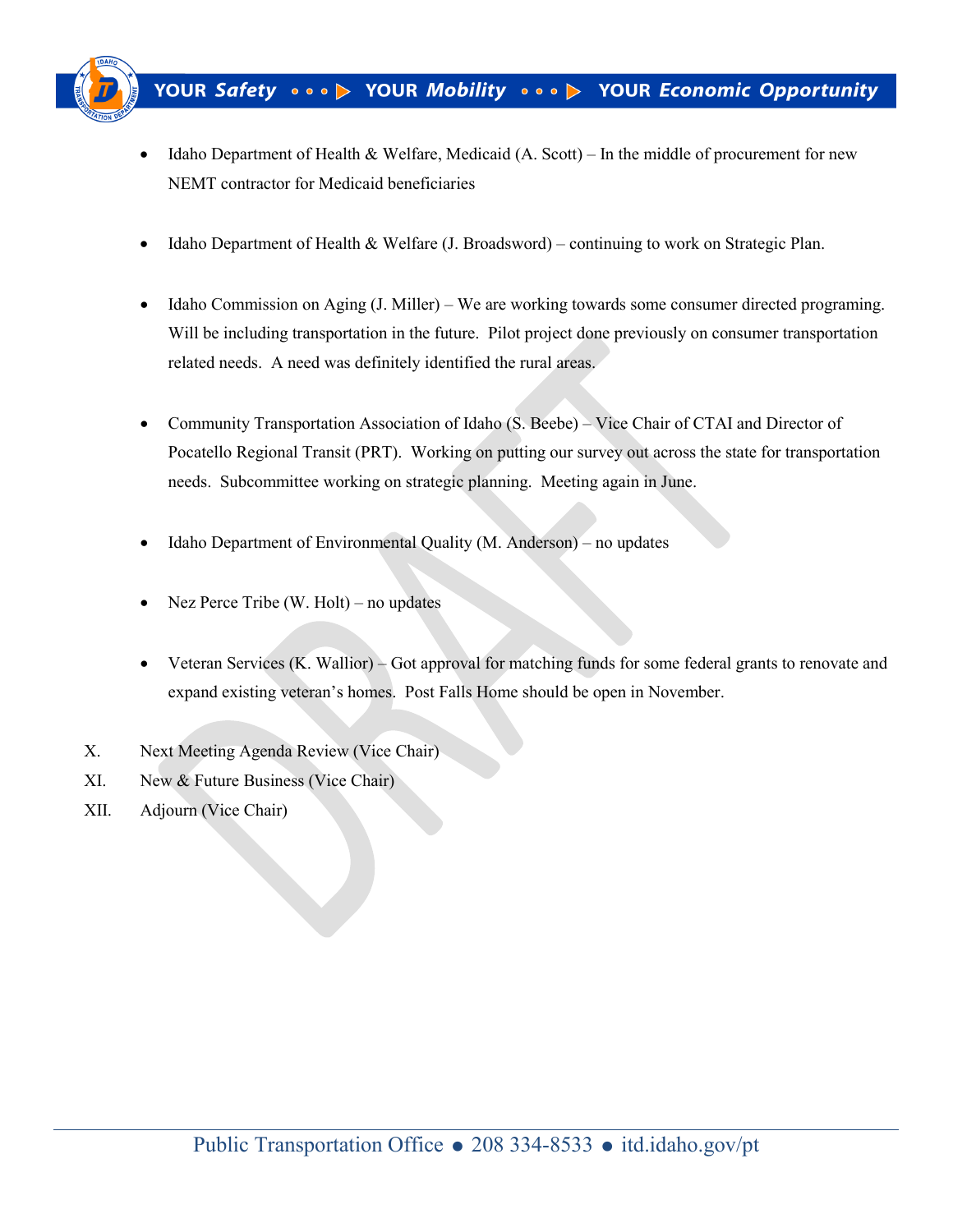- Idaho Department of Health & Welfare, Medicaid (A. Scott) – In the middle of procurement for new NEMT contractor for Medicaid beneficiaries

- Idaho Department of Health & Welfare (J. Broadsword) – continuing to work on Strategic Plan.

- Idaho Commission on Aging (J. Miller) – We are working towards some consumer directed programing. Will be including transportation in the future. Pilot project done previously on consumer transportation related needs. A need was definitely identified the rural areas.

- Community Transportation Association of Idaho (S. Beebe) – Vice Chair of CTAI and Director of Pocatello Regional Transit (PRT). Working on putting our survey out across the state for transportation needs. Subcommittee working on strategic planning. Meeting again in June.

- Idaho Department of Environmental Quality (M. Anderson) – no updates

- Nez Perce Tribe (W. Holt) – no updates

- Veteran Services (K. Wallior) – Got approval for matching funds for some federal grants to renovate and expand existing veteran's homes. Post Falls Home should be open in November.

X. Next Meeting Agenda Review (Vice Chair)

XI. New & Future Business (Vice Chair)

XII. Adjourn (Vice Chair)